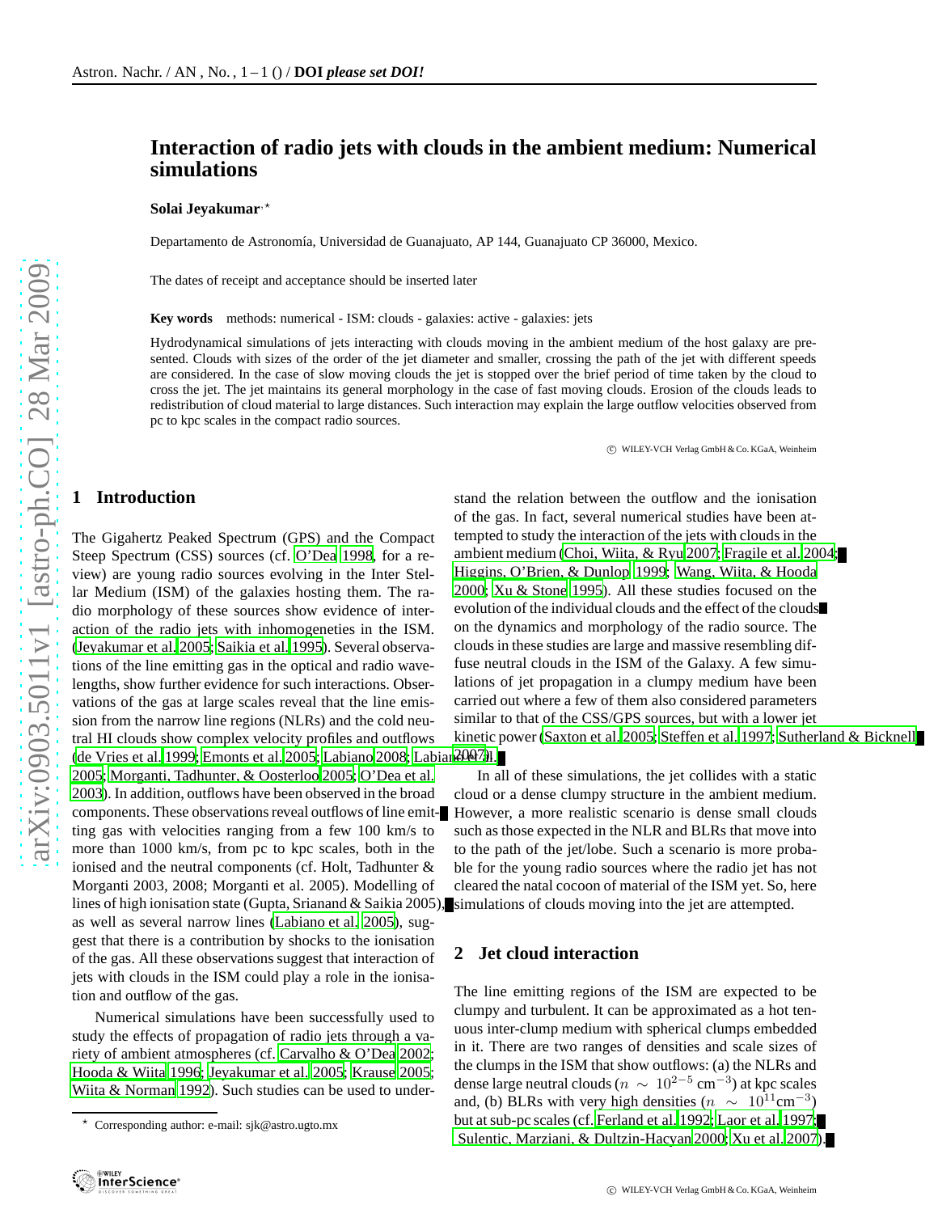# Interaction of radio jets with clouds in the ambient medium: Numerical simulations

**Solai Jeyakumar**[⋆]

Departamento de Astronomía, Universidad de Guanajuato, AP 144, Guanajuato CP 36000, Mexico.

The dates of receipt and acceptance should be inserted later

**Key words** methods: numerical - ISM: clouds - galaxies: active - galaxies: jets

Hydrodynamical simulations of jets interacting with clouds moving in the ambient medium of the host galaxy are presented. Clouds with sizes of the order of the jet diameter and smaller, crossing the path of the jet with different speeds are considered. In the case of slow moving clouds the jet is stopped over the brief period of time taken by the cloud to cross the jet. The jet maintains its general morphology in the case of fast moving clouds. Erosion of the clouds leads to redistribution of cloud material to large distances. Such interaction may explain the large outflow velocities observed from pc to kpc scales in the compact radio sources.

© WILEY-VCH Verlag GmbH & Co. KGaA, Weinheim

## 1 Introduction

The Gigahertz Peaked Spectrum (GPS) and the Compact Steep Spectrum (CSS) sources (cf. O'Dea 1998, for a review) are young radio sources evolving in the Inter Stellar Medium (ISM) of the galaxies hosting them. The radio morphology of these sources show evidence of interaction of the radio jets with inhomogeneities in the ISM. (Jeyakumar et al. 2005; Saikia et al. 1995). Several observations of the line emitting gas in the optical and radio wavelengths, show further evidence for such interactions. Observations of the gas at large scales reveal that the line emission from the narrow line regions (NLRs) and the cold neutral HI clouds show complex velocity profiles and outflows (de Vries et al. 1999; Emonts et al. 2005; Labiano 2008; Labiano et al. 2005; Morganti, Tadhunter, & Oosterloo 2005; O'Dea et al. 2003). In addition, outflows have been observed in the broad components. These observations reveal outflows of line emitting gas with velocities ranging from a few 100 km/s to more than 1000 km/s, from pc to kpc scales, both in the ionised and the neutral components (cf. Holt, Tadhunter & Morganti 2003, 2008; Morganti et al. 2005). Modelling of lines of high ionisation state (Gupta, Srianand & Saikia 2005), as well as several narrow lines (Labiano et al. 2005), suggest that there is a contribution by shocks to the ionisation of the gas. All these observations suggest that interaction of jets with clouds in the ISM could play a role in the ionisation and outflow of the gas.

Numerical simulations have been successfully used to study the effects of propagation of radio jets through a variety of ambient atmospheres (cf. Carvalho & O'Dea 2002; Hooda & Wiita 1996; Jeyakumar et al. 2005; Krause 2005; Wiita & Norman 1992). Such studies can be used to understand the relation between the outflow and the ionisation of the gas. In fact, several numerical studies have been attempted to study the interaction of the jets with clouds in the ambient medium (Choi, Wiita, & Ryu 2007; Fragile et al. 2004; Higgins, O'Brien, & Dunlop 1999; Wang, Wiita, & Hooda 2000; Xu & Stone 1995). All these studies focused on the evolution of the individual clouds and the effect of the clouds on the dynamics and morphology of the radio source. The clouds in these studies are large and massive resembling diffuse neutral clouds in the ISM of the Galaxy. A few simulations of jet propagation in a clumpy medium have been carried out where a few of them also considered parameters similar to that of the CSS/GPS sources, but with a lower jet kinetic power (Saxton et al. 2005; Steffen et al. 1997; Sutherland & Bicknell 2007).

In all of these simulations, the jet collides with a static cloud or a dense clumpy structure in the ambient medium. However, a more realistic scenario is dense small clouds such as those expected in the NLR and BLRs that move into to the path of the jet/lobe. Such a scenario is more probable for the young radio sources where the radio jet has not cleared the natal cocoon of material of the ISM yet. So, here simulations of clouds moving into the jet are attempted.

## 2 Jet cloud interaction

The line emitting regions of the ISM are expected to be clumpy and turbulent. It can be approximated as a hot tenuous inter-clump medium with spherical clumps embedded in it. There are two ranges of densities and scale sizes of the clumps in the ISM that show outflows: (a) the NLRs and dense large neutral clouds ($n \sim 10^{2-5}$ cm$^{-3}$) at kpc scales and, (b) BLRs with very high densities ($n \sim 10^{11}$cm$^{-3}$) but at sub-pc scales (cf. Ferland et al. 1992; Laor et al. 1997; Sulentic, Marziani, & Dultzin-Hacyan 2000; Xu et al. 2007).

[⋆] Corresponding author: e-mail: sjk@astro.ugto.mx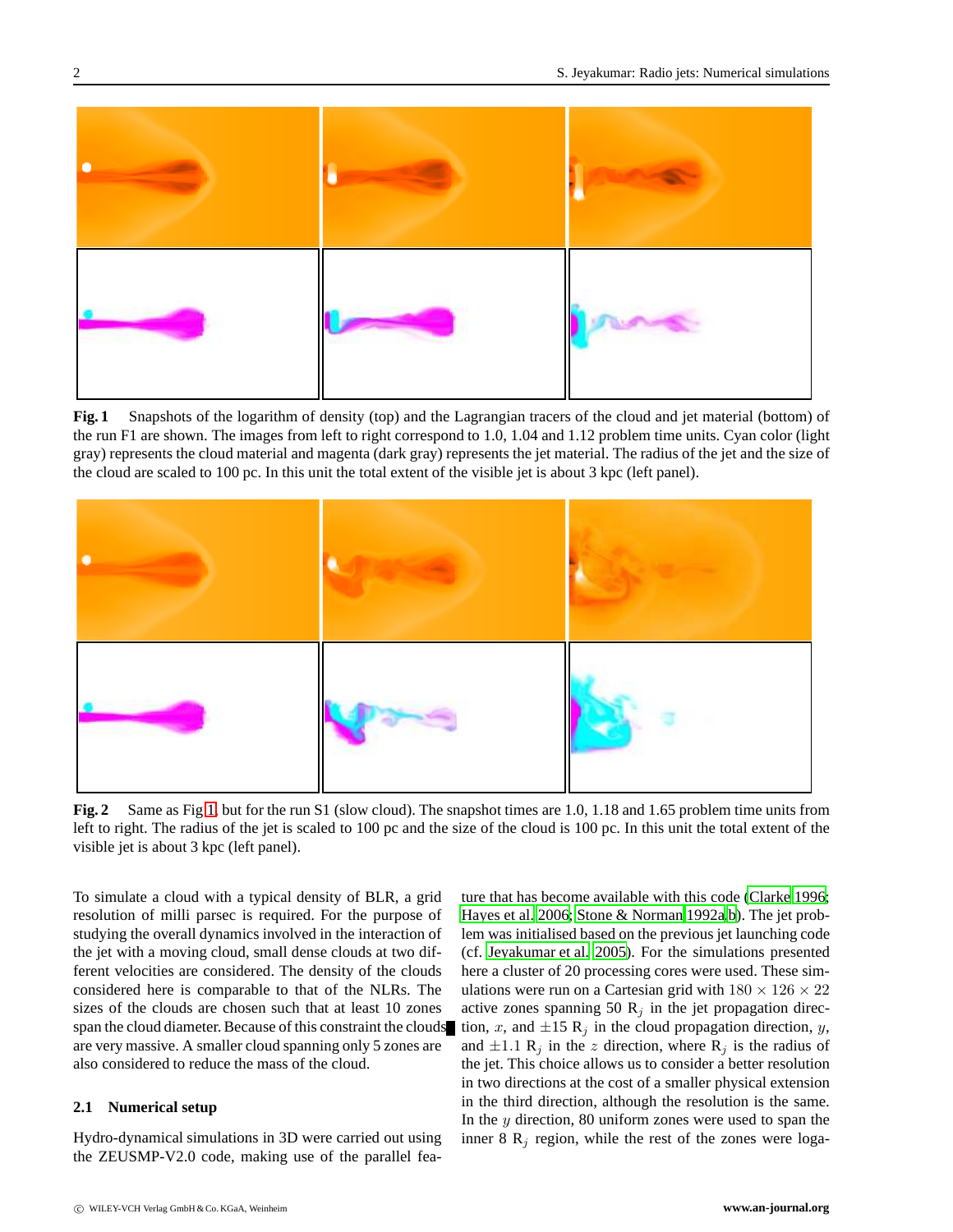**Fig. 1** Snapshots of the logarithm of density (top) and the Lagrangian tracers of the cloud and jet material (bottom) of the run F1 are shown. The images from left to right correspond to 1.0, 1.04 and 1.12 problem time units. Cyan color (light gray) represents the cloud material and magenta (dark gray) represents the jet material. The radius of the jet and the size of the cloud are scaled to 100 pc. In this unit the total extent of the visible jet is about 3 kpc (left panel).

**Fig. 2** Same as Fig 1, but for the run S1 (slow cloud). The snapshot times are 1.0, 1.18 and 1.65 problem time units from left to right. The radius of the jet is scaled to 100 pc and the size of the cloud is 100 pc. In this unit the total extent of the visible jet is about 3 kpc (left panel).

To simulate a cloud with a typical density of BLR, a grid resolution of milli parsec is required. For the purpose of studying the overall dynamics involved in the interaction of the jet with a moving cloud, small dense clouds at two different velocities are considered. The density of the clouds considered here is comparable to that of the NLRs. The sizes of the clouds are chosen such that at least 10 zones span the cloud diameter. Because of this constraint the clouds are very massive. A smaller cloud spanning only 5 zones are also considered to reduce the mass of the cloud.

### 2.1 Numerical setup

Hydro-dynamical simulations in 3D were carried out using the ZEUSMP-V2.0 code, making use of the parallel feature that has become available with this code (Clarke 1996; Hayes et al. 2006; Stone & Norman 1992a,b). The jet problem was initialised based on the previous jet launching code (cf. Jeyakumar et al. 2005). For the simulations presented here a cluster of 20 processing cores were used. These simulations were run on a Cartesian grid with $180 \times 126 \times 22$ active zones spanning 50 $R_j$ in the jet propagation direction, $x$, and $\pm 15$ $R_j$ in the cloud propagation direction, $y$, and $\pm 1.1$ $R_j$ in the $z$ direction, where $R_j$ is the radius of the jet. This choice allows us to consider a better resolution in two directions at the cost of a smaller physical extension in the third direction, although the resolution is the same. In the $y$ direction, 80 uniform zones were used to span the inner 8 $R_j$ region, while the rest of the zones were loga-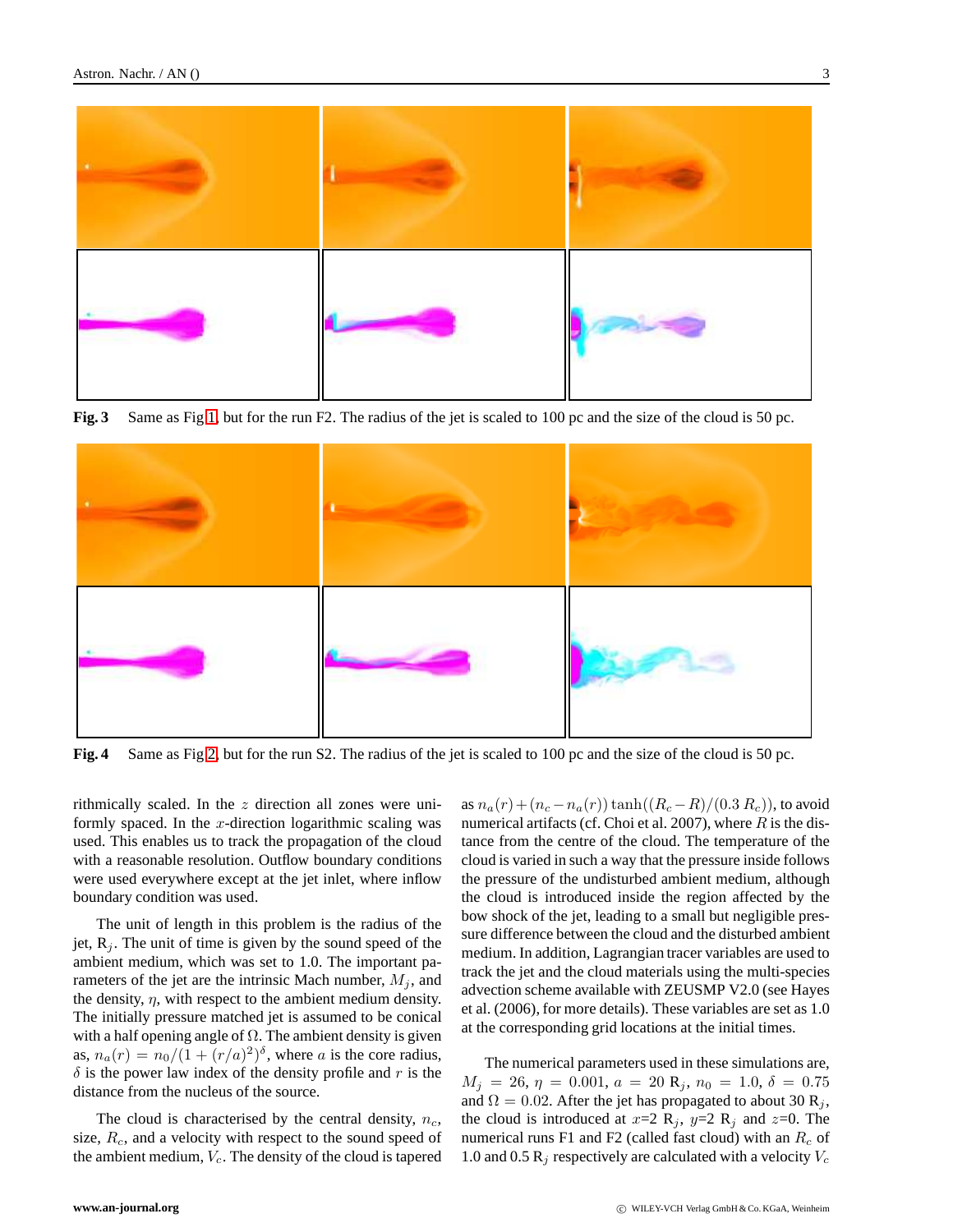**Fig. 3** Same as Fig 1, but for the run F2. The radius of the jet is scaled to 100 pc and the size of the cloud is 50 pc.

**Fig. 4** Same as Fig 2, but for the run S2. The radius of the jet is scaled to 100 pc and the size of the cloud is 50 pc.

rithmically scaled. In the $z$ direction all zones were uniformly spaced. In the $x$-direction logarithmic scaling was used. This enables us to track the propagation of the cloud with a reasonable resolution. Outflow boundary conditions were used everywhere except at the jet inlet, where inflow boundary condition was used.

The unit of length in this problem is the radius of the jet, $R_j$. The unit of time is given by the sound speed of the ambient medium, which was set to 1.0. The important parameters of the jet are the intrinsic Mach number, $M_j$, and the density, $\eta$, with respect to the ambient medium density. The initially pressure matched jet is assumed to be conical with a half opening angle of $\Omega$. The ambient density is given as, $n_a(r) = n_0/(1 + (r/a)^2)^\delta$, where $a$ is the core radius, $\delta$ is the power law index of the density profile and $r$ is the distance from the nucleus of the source.

The cloud is characterised by the central density, $n_c$, size, $R_c$, and a velocity with respect to the sound speed of the ambient medium, $V_c$. The density of the cloud is tapered as $n_a(r) + (n_c - n_a(r)) \tanh((R_c - R)/(0.3\, R_c))$, to avoid numerical artifacts (cf. Choi et al. 2007), where $R$ is the distance from the centre of the cloud. The temperature of the cloud is varied in such a way that the pressure inside follows the pressure of the undisturbed ambient medium, although the cloud is introduced inside the region affected by the bow shock of the jet, leading to a small but negligible pressure difference between the cloud and the disturbed ambient medium. In addition, Lagrangian tracer variables are used to track the jet and the cloud materials using the multi-species advection scheme available with ZEUSMP V2.0 (see Hayes et al. (2006), for more details). These variables are set as 1.0 at the corresponding grid locations at the initial times.

The numerical parameters used in these simulations are, $M_j = 26$, $\eta = 0.001$, $a = 20$ $R_j$, $n_0 = 1.0$, $\delta = 0.75$ and $\Omega = 0.02$. After the jet has propagated to about 30 $R_j$, the cloud is introduced at $x$=2 $R_j$, $y$=2 $R_j$ and $z$=0. The numerical runs F1 and F2 (called fast cloud) with an $R_c$ of 1.0 and 0.5 $R_j$ respectively are calculated with a velocity $V_c$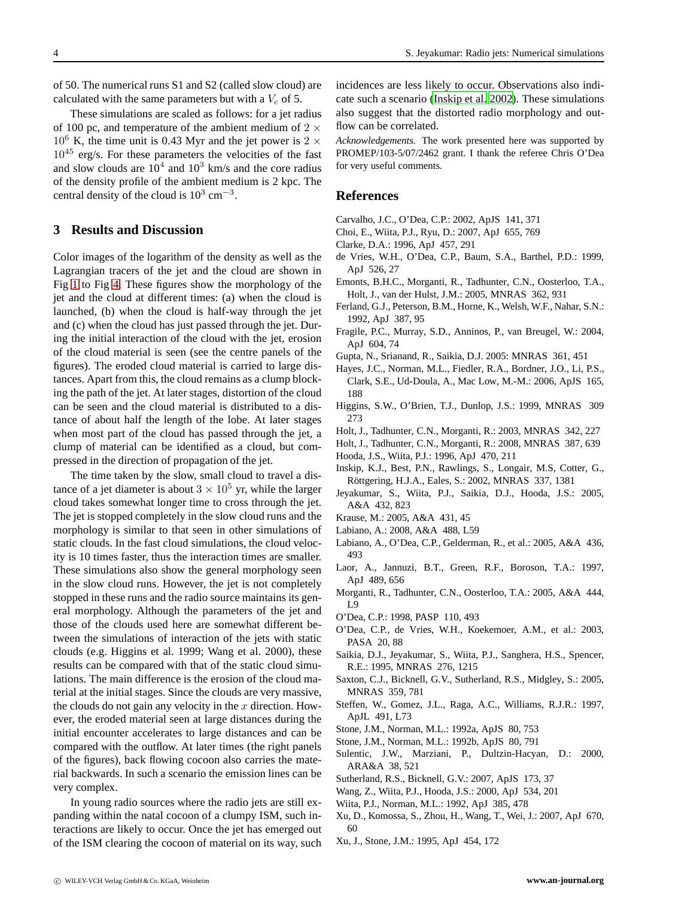of 50. The numerical runs S1 and S2 (called slow cloud) are calculated with the same parameters but with a $V_c$ of 5.

These simulations are scaled as follows: for a jet radius of 100 pc, and temperature of the ambient medium of $2 \times 10^6$ K, the time unit is 0.43 Myr and the jet power is $2 \times 10^{45}$ erg/s. For these parameters the velocities of the fast and slow clouds are $10^4$ and $10^3$ km/s and the core radius of the density profile of the ambient medium is 2 kpc. The central density of the cloud is $10^3$ cm$^{-3}$.

## 3 Results and Discussion

Color images of the logarithm of the density as well as the Lagrangian tracers of the jet and the cloud are shown in Fig 1 to Fig 4. These figures show the morphology of the jet and the cloud at different times: (a) when the cloud is launched, (b) when the cloud is half-way through the jet and (c) when the cloud has just passed through the jet. During the initial interaction of the cloud with the jet, erosion of the cloud material is seen (see the centre panels of the figures). The eroded cloud material is carried to large distances. Apart from this, the cloud remains as a clump blocking the path of the jet. At later stages, distortion of the cloud can be seen and the cloud material is distributed to a distance of about half the length of the lobe. At later stages when most part of the cloud has passed through the jet, a clump of material can be identified as a cloud, but compressed in the direction of propagation of the jet.

The time taken by the slow, small cloud to travel a distance of a jet diameter is about $3 \times 10^5$ yr, while the larger cloud takes somewhat longer time to cross through the jet. The jet is stopped completely in the slow cloud runs and the morphology is similar to that seen in other simulations of static clouds. In the fast cloud simulations, the cloud velocity is 10 times faster, thus the interaction times are smaller. These simulations also show the general morphology seen in the slow cloud runs. However, the jet is not completely stopped in these runs and the radio source maintains its general morphology. Although the parameters of the jet and those of the clouds used here are somewhat different between the simulations of interaction of the jets with static clouds (e.g. Higgins et al. 1999; Wang et al. 2000), these results can be compared with that of the static cloud simulations. The main difference is the erosion of the cloud material at the initial stages. Since the clouds are very massive, the clouds do not gain any velocity in the $x$ direction. However, the eroded material seen at large distances during the initial encounter accelerates to large distances and can be compared with the outflow. At later times (the right panels of the figures), back flowing cocoon also carries the material backwards. In such a scenario the emission lines can be very complex.

In young radio sources where the radio jets are still expanding within the natal cocoon of a clumpy ISM, such interactions are likely to occur. Once the jet has emerged out of the ISM clearing the cocoon of material on its way, such incidences are less likely to occur. Observations also indicate such a scenario (Inskip et al. 2002). These simulations also suggest that the distorted radio morphology and outflow can be correlated.

*Acknowledgements.* The work presented here was supported by PROMEP/103-5/07/2462 grant. I thank the referee Chris O'Dea for very useful comments.

## References

Carvalho, J.C., O'Dea, C.P.: 2002, ApJS 141, 371
Choi, E., Wiita, P.J., Ryu, D.: 2007, ApJ 655, 769
Clarke, D.A.: 1996, ApJ 457, 291
de Vries, W.H., O'Dea, C.P., Baum, S.A., Barthel, P.D.: 1999, ApJ 526, 27
Emonts, B.H.C., Morganti, R., Tadhunter, C.N., Oosterloo, T.A., Holt, J., van der Hulst, J.M.: 2005, MNRAS 362, 931
Ferland, G.J., Peterson, B.M., Horne, K., Welsh, W.F., Nahar, S.N.: 1992, ApJ 387, 95
Fragile, P.C., Murray, S.D., Anninos, P., van Breugel, W.: 2004, ApJ 604, 74
Gupta, N., Srianand, R., Saikia, D.J. 2005: MNRAS 361, 451
Hayes, J.C., Norman, M.L., Fiedler, R.A., Bordner, J.O., Li, P.S., Clark, S.E., Ud-Doula, A., Mac Low, M.-M.: 2006, ApJS 165, 188
Higgins, S.W., O'Brien, T.J., Dunlop, J.S.: 1999, MNRAS 309 273
Holt, J., Tadhunter, C.N., Morganti, R.: 2003, MNRAS 342, 227
Holt, J., Tadhunter, C.N., Morganti, R.: 2008, MNRAS 387, 639
Hooda, J.S., Wiita, P.J.: 1996, ApJ 470, 211
Inskip, K.J., Best, P.N., Rawlings, S., Longair, M.S, Cotter, G., Röttgering, H.J.A., Eales, S.: 2002, MNRAS 337, 1381
Jeyakumar, S., Wiita, P.J., Saikia, D.J., Hooda, J.S.: 2005, A&A 432, 823
Krause, M.: 2005, A&A 431, 45
Labiano, A.: 2008, A&A 488, L59
Labiano, A., O'Dea, C.P., Gelderman, R., et al.: 2005, A&A 436, 493
Laor, A., Jannuzi, B.T., Green, R.F., Boroson, T.A.: 1997, ApJ 489, 656
Morganti, R., Tadhunter, C.N., Oosterloo, T.A.: 2005, A&A 444, L9
O'Dea, C.P.: 1998, PASP 110, 493
O'Dea, C.P., de Vries, W.H., Koekemoer, A.M., et al.: 2003, PASA 20, 88
Saikia, D.J., Jeyakumar, S., Wiita, P.J., Sanghera, H.S., Spencer, R.E.: 1995, MNRAS 276, 1215
Saxton, C.J., Bicknell, G.V., Sutherland, R.S., Midgley, S.: 2005, MNRAS 359, 781
Steffen, W., Gomez, J.L., Raga, A.C., Williams, R.J.R.: 1997, ApJL 491, L73
Stone, J.M., Norman, M.L.: 1992a, ApJS 80, 753
Stone, J.M., Norman, M.L.: 1992b, ApJS 80, 791
Sulentic, J.W., Marziani, P., Dultzin-Hacyan, D.: 2000, ARA&A 38, 521
Sutherland, R.S., Bicknell, G.V.: 2007, ApJS 173, 37
Wang, Z., Wiita, P.J., Hooda, J.S.: 2000, ApJ 534, 201
Wiita, P.J., Norman, M.L.: 1992, ApJ 385, 478
Xu, D., Komossa, S., Zhou, H., Wang, T., Wei, J.: 2007, ApJ 670, 60
Xu, J., Stone, J.M.: 1995, ApJ 454, 172